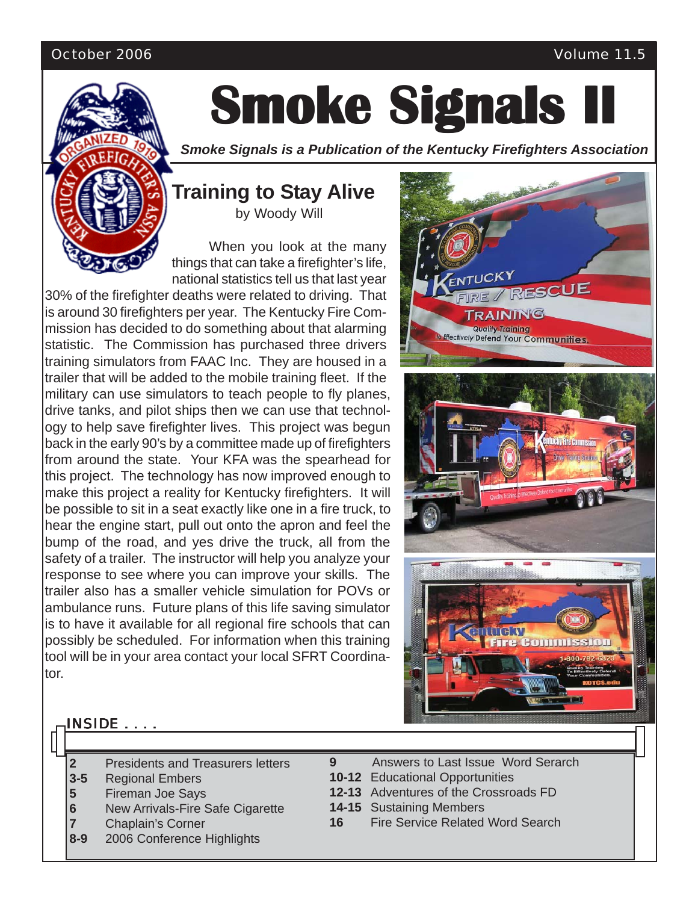October 2006 Volume 11.5

# Smoke Signals II

***Smoke Signals is a Publication of the Kentucky Firefighters Association***

## Training to Stay Alive

by Woody Will

When you look at the many things that can take a firefighter's life, national statistics tell us that last year 30% of the firefighter deaths were related to driving. That is around 30 firefighters per year. The Kentucky Fire Commission has decided to do something about that alarming statistic. The Commission has purchased three drivers training simulators from FAAC Inc. They are housed in a trailer that will be added to the mobile training fleet. If the military can use simulators to teach people to fly planes, drive tanks, and pilot ships then we can use that technology to help save firefighter lives. This project was begun back in the early 90's by a committee made up of firefighters from around the state. Your KFA was the spearhead for this project. The technology has now improved enough to make this project a reality for Kentucky firefighters. It will be possible to sit in a seat exactly like one in a fire truck, to hear the engine start, pull out onto the apron and feel the bump of the road, and yes drive the truck, all from the safety of a trailer. The instructor will help you analyze your response to see where you can improve your skills. The trailer also has a smaller vehicle simulation for POVs or ambulance runs. Future plans of this life saving simulator is to have it available for all regional fire schools that can possibly be scheduled. For information when this training tool will be in your area contact your local SFRT Coordinator.

## INSIDE . . . .

| Page | Contents |
|---|---|
| **2** | Presidents and Treasurers letters |
| **3-5** | Regional Embers |
| **5** | Fireman Joe Says |
| **6** | New Arrivals-Fire Safe Cigarette |
| **7** | Chaplain's Corner |
| **8-9** | 2006 Conference Highlights |
| **9** | Answers to Last Issue Word Search |
| **10-12** | Educational Opportunities |
| **12-13** | Adventures of the Crossroads FD |
| **14-15** | Sustaining Members |
| **16** | Fire Service Related Word Search |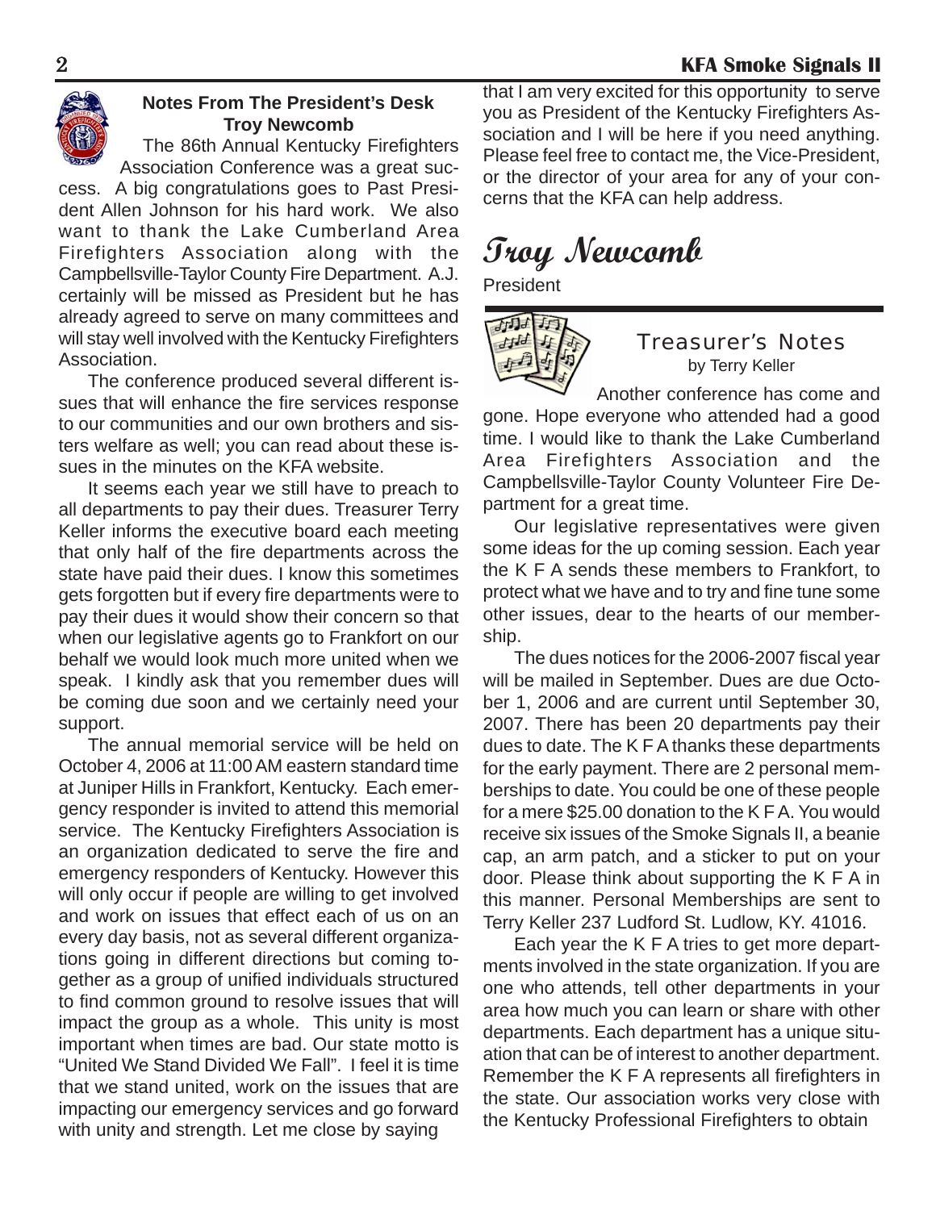## Notes From The President's Desk
**Troy Newcomb**

The 86th Annual Kentucky Firefighters Association Conference was a great success. A big congratulations goes to Past President Allen Johnson for his hard work. We also want to thank the Lake Cumberland Area Firefighters Association along with the Campbellsville-Taylor County Fire Department. A.J. certainly will be missed as President but he has already agreed to serve on many committees and will stay well involved with the Kentucky Firefighters Association.

The conference produced several different issues that will enhance the fire services response to our communities and our own brothers and sisters welfare as well; you can read about these issues in the minutes on the KFA website.

It seems each year we still have to preach to all departments to pay their dues. Treasurer Terry Keller informs the executive board each meeting that only half of the fire departments across the state have paid their dues. I know this sometimes gets forgotten but if every fire departments were to pay their dues it would show their concern so that when our legislative agents go to Frankfort on our behalf we would look much more united when we speak. I kindly ask that you remember dues will be coming due soon and we certainly need your support.

The annual memorial service will be held on October 4, 2006 at 11:00 AM eastern standard time at Juniper Hills in Frankfort, Kentucky. Each emergency responder is invited to attend this memorial service. The Kentucky Firefighters Association is an organization dedicated to serve the fire and emergency responders of Kentucky. However this will only occur if people are willing to get involved and work on issues that effect each of us on an every day basis, not as several different organizations going in different directions but coming together as a group of unified individuals structured to find common ground to resolve issues that will impact the group as a whole. This unity is most important when times are bad. Our state motto is "United We Stand Divided We Fall". I feel it is time that we stand united, work on the issues that are impacting our emergency services and go forward with unity and strength. Let me close by saying that I am very excited for this opportunity to serve you as President of the Kentucky Firefighters Association and I will be here if you need anything. Please feel free to contact me, the Vice-President, or the director of your area for any of your concerns that the KFA can help address.

*Troy Newcomb*
President

## Treasurer's Notes
by Terry Keller

Another conference has come and gone. Hope everyone who attended had a good time. I would like to thank the Lake Cumberland Area Firefighters Association and the Campbellsville-Taylor County Volunteer Fire Department for a great time.

Our legislative representatives were given some ideas for the up coming session. Each year the K F A sends these members to Frankfort, to protect what we have and to try and fine tune some other issues, dear to the hearts of our membership.

The dues notices for the 2006-2007 fiscal year will be mailed in September. Dues are due October 1, 2006 and are current until September 30, 2007. There has been 20 departments pay their dues to date. The K F A thanks these departments for the early payment. There are 2 personal memberships to date. You could be one of these people for a mere $25.00 donation to the K F A. You would receive six issues of the Smoke Signals II, a beanie cap, an arm patch, and a sticker to put on your door. Please think about supporting the K F A in this manner. Personal Memberships are sent to Terry Keller 237 Ludford St. Ludlow, KY. 41016.

Each year the K F A tries to get more departments involved in the state organization. If you are one who attends, tell other departments in your area how much you can learn or share with other departments. Each department has a unique situation that can be of interest to another department. Remember the K F A represents all firefighters in the state. Our association works very close with the Kentucky Professional Firefighters to obtain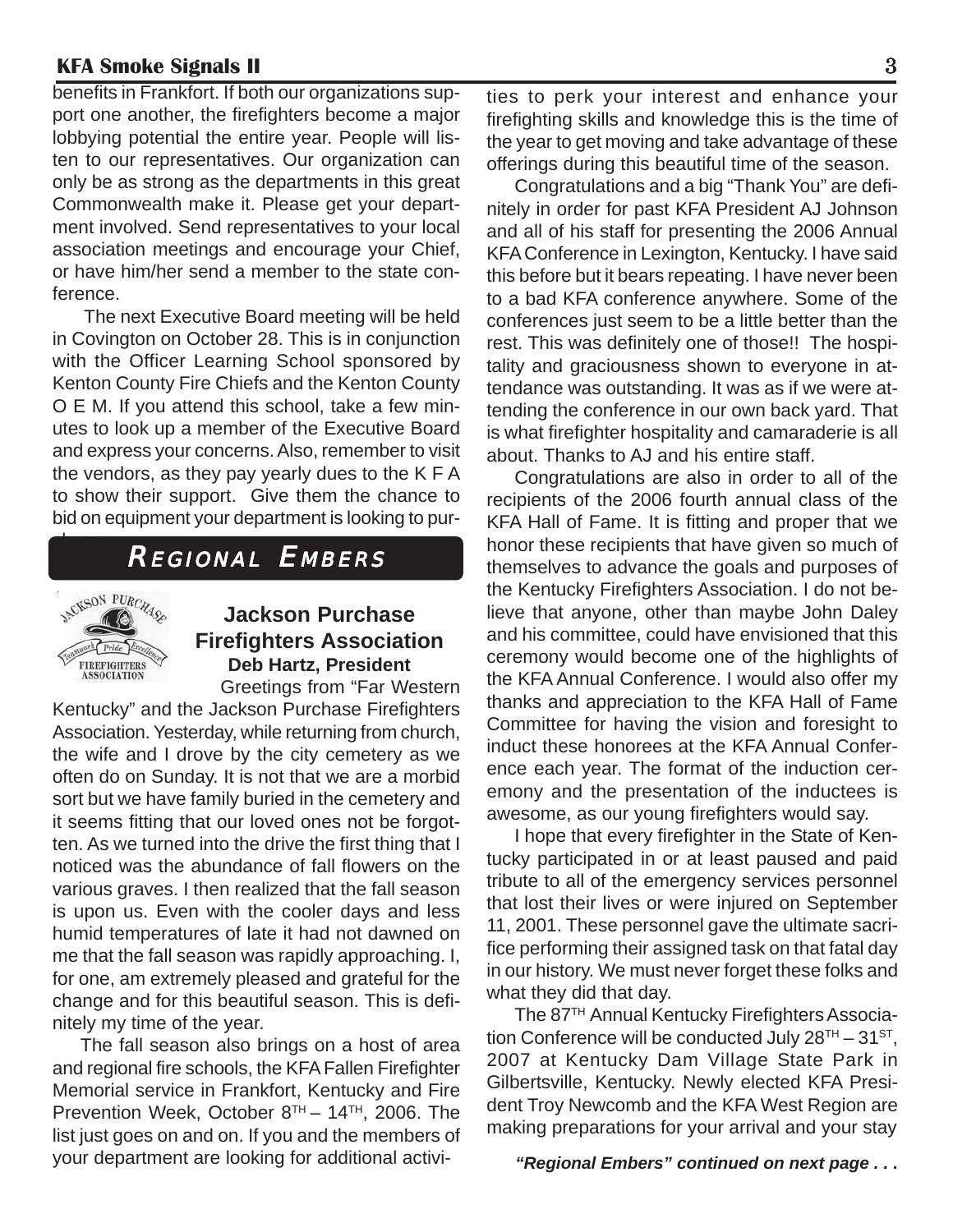benefits in Frankfort. If both our organizations support one another, the firefighters become a major lobbying potential the entire year. People will listen to our representatives. Our organization can only be as strong as the departments in this great Commonwealth make it. Please get your department involved. Send representatives to your local association meetings and encourage your Chief, or have him/her send a member to the state conference.

The next Executive Board meeting will be held in Covington on October 28. This is in conjunction with the Officer Learning School sponsored by Kenton County Fire Chiefs and the Kenton County O E M. If you attend this school, take a few minutes to look up a member of the Executive Board and express your concerns. Also, remember to visit the vendors, as they pay yearly dues to the K F A to show their support. Give them the chance to bid on equipment your department is looking to purchase.

## Regional Embers

### Jackson Purchase Firefighters Association

**Deb Hartz, President**

Greetings from "Far Western Kentucky" and the Jackson Purchase Firefighters Association. Yesterday, while returning from church, the wife and I drove by the city cemetery as we often do on Sunday. It is not that we are a morbid sort but we have family buried in the cemetery and it seems fitting that our loved ones not be forgotten. As we turned into the drive the first thing that I noticed was the abundance of fall flowers on the various graves. I then realized that the fall season is upon us. Even with the cooler days and less humid temperatures of late it had not dawned on me that the fall season was rapidly approaching. I, for one, am extremely pleased and grateful for the change and for this beautiful season. This is definitely my time of the year.

The fall season also brings on a host of area and regional fire schools, the KFA Fallen Firefighter Memorial service in Frankfort, Kentucky and Fire Prevention Week, October 8TH – 14TH, 2006. The list just goes on and on. If you and the members of your department are looking for additional activities to perk your interest and enhance your firefighting skills and knowledge this is the time of the year to get moving and take advantage of these offerings during this beautiful time of the season.

Congratulations and a big "Thank You" are definitely in order for past KFA President AJ Johnson and all of his staff for presenting the 2006 Annual KFA Conference in Lexington, Kentucky. I have said this before but it bears repeating. I have never been to a bad KFA conference anywhere. Some of the conferences just seem to be a little better than the rest. This was definitely one of those!! The hospitality and graciousness shown to everyone in attendance was outstanding. It was as if we were attending the conference in our own back yard. That is what firefighter hospitality and camaraderie is all about. Thanks to AJ and his entire staff.

Congratulations are also in order to all of the recipients of the 2006 fourth annual class of the KFA Hall of Fame. It is fitting and proper that we honor these recipients that have given so much of themselves to advance the goals and purposes of the Kentucky Firefighters Association. I do not believe that anyone, other than maybe John Daley and his committee, could have envisioned that this ceremony would become one of the highlights of the KFA Annual Conference. I would also offer my thanks and appreciation to the KFA Hall of Fame Committee for having the vision and foresight to induct these honorees at the KFA Annual Conference each year. The format of the induction ceremony and the presentation of the inductees is awesome, as our young firefighters would say.

I hope that every firefighter in the State of Kentucky participated in or at least paused and paid tribute to all of the emergency services personnel that lost their lives or were injured on September 11, 2001. These personnel gave the ultimate sacrifice performing their assigned task on that fatal day in our history. We must never forget these folks and what they did that day.

The 87TH Annual Kentucky Firefighters Association Conference will be conducted July 28TH – 31ST, 2007 at Kentucky Dam Village State Park in Gilbertsville, Kentucky. Newly elected KFA President Troy Newcomb and the KFA West Region are making preparations for your arrival and your stay

***"Regional Embers" continued on next page . . .***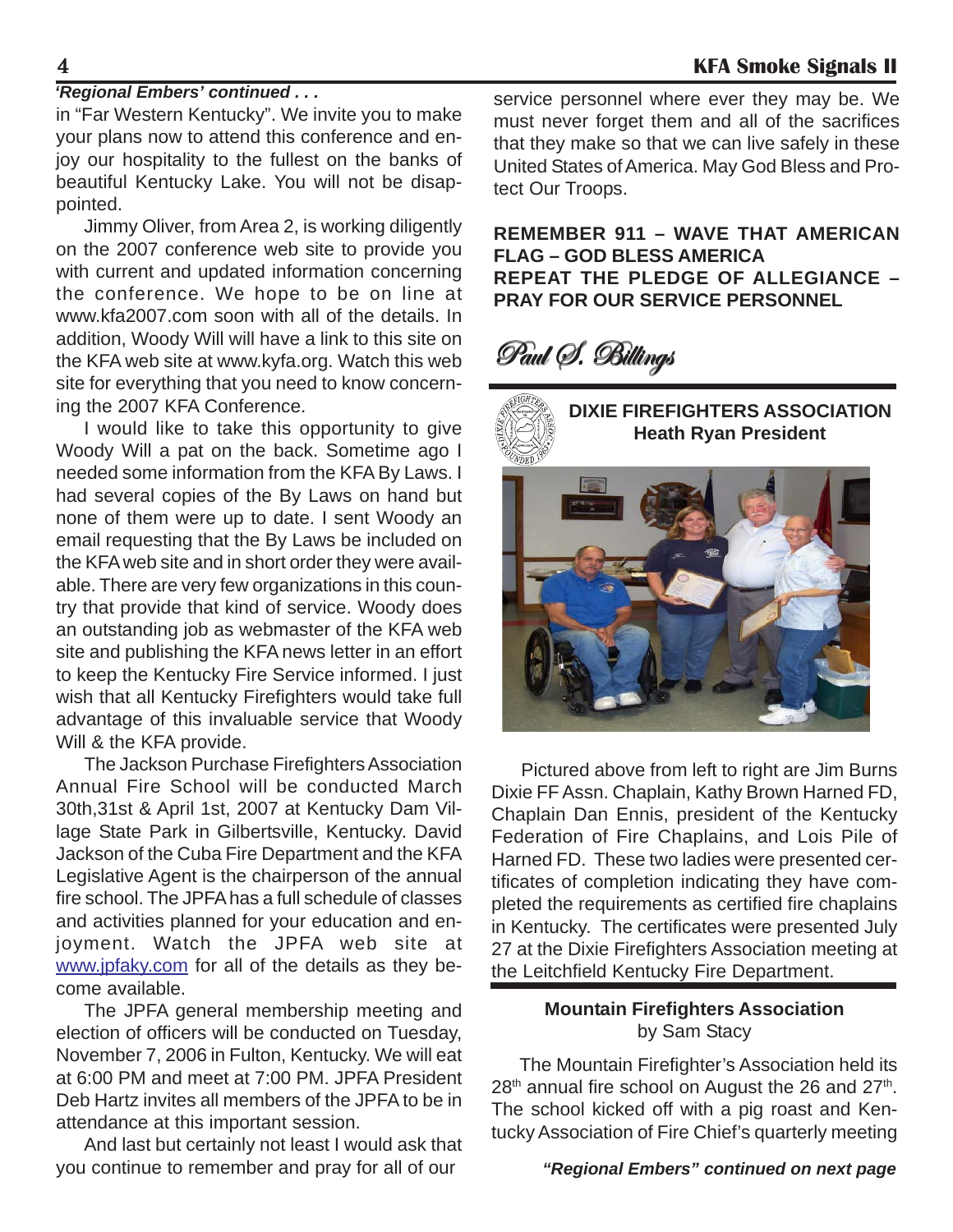*'Regional Embers' continued . . .*

in "Far Western Kentucky". We invite you to make your plans now to attend this conference and enjoy our hospitality to the fullest on the banks of beautiful Kentucky Lake. You will not be disappointed.

Jimmy Oliver, from Area 2, is working diligently on the 2007 conference web site to provide you with current and updated information concerning the conference. We hope to be on line at www.kfa2007.com soon with all of the details. In addition, Woody Will will have a link to this site on the KFA web site at www.kyfa.org. Watch this web site for everything that you need to know concerning the 2007 KFA Conference.

I would like to take this opportunity to give Woody Will a pat on the back. Sometime ago I needed some information from the KFA By Laws. I had several copies of the By Laws on hand but none of them were up to date. I sent Woody an email requesting that the By Laws be included on the KFA web site and in short order they were available. There are very few organizations in this country that provide that kind of service. Woody does an outstanding job as webmaster of the KFA web site and publishing the KFA news letter in an effort to keep the Kentucky Fire Service informed. I just wish that all Kentucky Firefighters would take full advantage of this invaluable service that Woody Will & the KFA provide.

The Jackson Purchase Firefighters Association Annual Fire School will be conducted March 30th,31st & April 1st, 2007 at Kentucky Dam Village State Park in Gilbertsville, Kentucky. David Jackson of the Cuba Fire Department and the KFA Legislative Agent is the chairperson of the annual fire school. The JPFA has a full schedule of classes and activities planned for your education and enjoyment. Watch the JPFA web site at www.jpfaky.com for all of the details as they become available.

The JPFA general membership meeting and election of officers will be conducted on Tuesday, November 7, 2006 in Fulton, Kentucky. We will eat at 6:00 PM and meet at 7:00 PM. JPFA President Deb Hartz invites all members of the JPFA to be in attendance at this important session.

And last but certainly not least I would ask that you continue to remember and pray for all of our service personnel where ever they may be. We must never forget them and all of the sacrifices that they make so that we can live safely in these United States of America. May God Bless and Protect Our Troops.

**REMEMBER 911 – WAVE THAT AMERICAN FLAG – GOD BLESS AMERICA**
**REPEAT THE PLEDGE OF ALLEGIANCE – PRAY FOR OUR SERVICE PERSONNEL**

*Paul S. Billings*

## DIXIE FIREFIGHTERS ASSOCIATION
**Heath Ryan President**

Pictured above from left to right are Jim Burns Dixie FF Assn. Chaplain, Kathy Brown Harned FD, Chaplain Dan Ennis, president of the Kentucky Federation of Fire Chaplains, and Lois Pile of Harned FD. These two ladies were presented certificates of completion indicating they have completed the requirements as certified fire chaplains in Kentucky. The certificates were presented July 27 at the Dixie Firefighters Association meeting at the Leitchfield Kentucky Fire Department.

## Mountain Firefighters Association
by Sam Stacy

The Mountain Firefighter's Association held its 28th annual fire school on August the 26 and 27th. The school kicked off with a pig roast and Kentucky Association of Fire Chief's quarterly meeting

***"Regional Embers" continued on next page***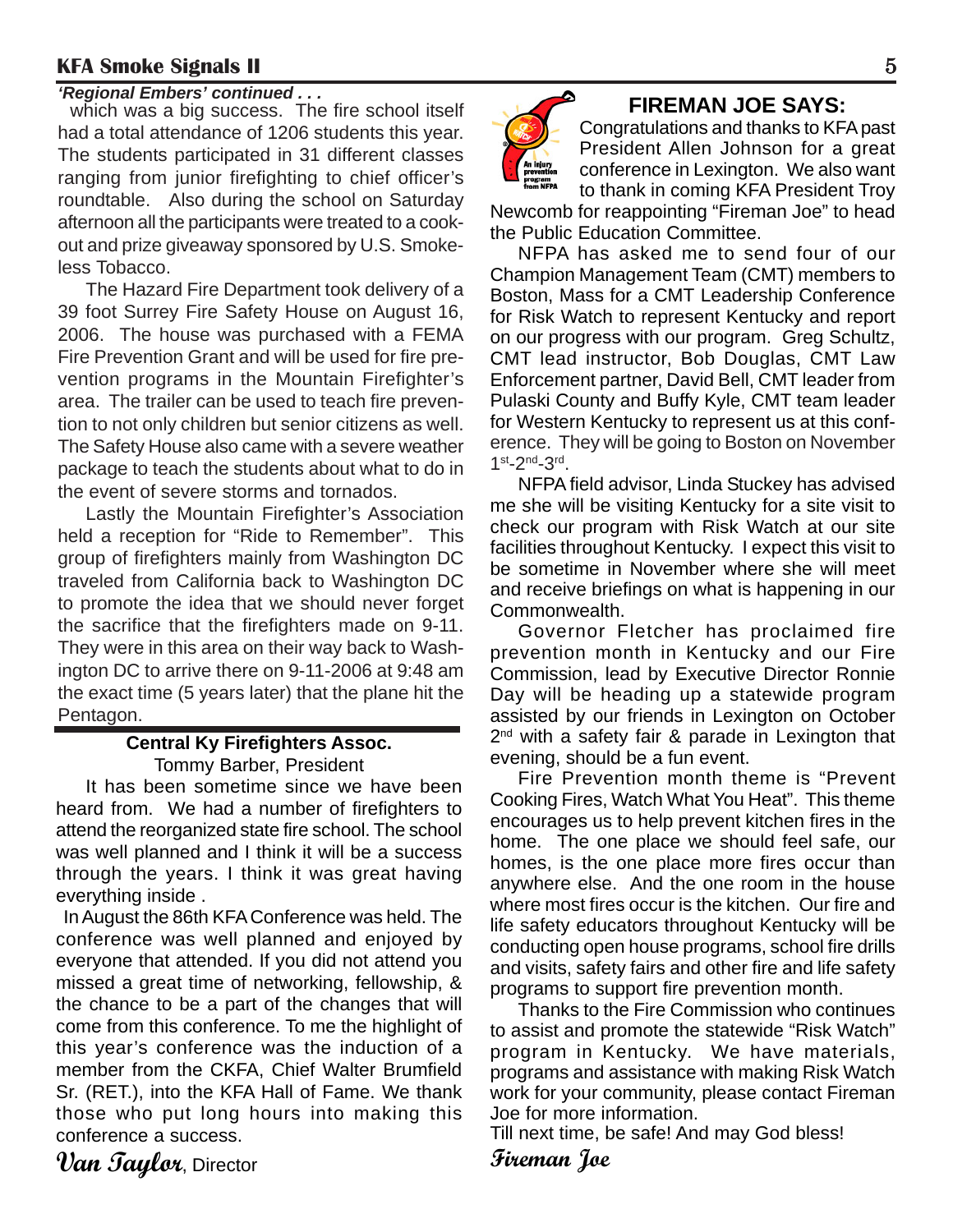*'Regional Embers' continued . . .*

which was a big success. The fire school itself had a total attendance of 1206 students this year. The students participated in 31 different classes ranging from junior firefighting to chief officer's roundtable. Also during the school on Saturday afternoon all the participants were treated to a cook-out and prize giveaway sponsored by U.S. Smokeless Tobacco.

The Hazard Fire Department took delivery of a 39 foot Surrey Fire Safety House on August 16, 2006. The house was purchased with a FEMA Fire Prevention Grant and will be used for fire prevention programs in the Mountain Firefighter's area. The trailer can be used to teach fire prevention to not only children but senior citizens as well. The Safety House also came with a severe weather package to teach the students about what to do in the event of severe storms and tornados.

Lastly the Mountain Firefighter's Association held a reception for "Ride to Remember". This group of firefighters mainly from Washington DC traveled from California back to Washington DC to promote the idea that we should never forget the sacrifice that the firefighters made on 9-11. They were in this area on their way back to Washington DC to arrive there on 9-11-2006 at 9:48 am the exact time (5 years later) that the plane hit the Pentagon.

## Central Ky Firefighters Assoc.

Tommy Barber, President

It has been sometime since we have been heard from. We had a number of firefighters to attend the reorganized state fire school. The school was well planned and I think it will be a success through the years. I think it was great having everything inside .

In August the 86th KFA Conference was held. The conference was well planned and enjoyed by everyone that attended. If you did not attend you missed a great time of networking, fellowship, & the chance to be a part of the changes that will come from this conference. To me the highlight of this year's conference was the induction of a member from the CKFA, Chief Walter Brumfield Sr. (RET.), into the KFA Hall of Fame. We thank those who put long hours into making this conference a success.

*Van Taylor*, Director

## FIREMAN JOE SAYS:

An injury prevention program from NFPA

Congratulations and thanks to KFA past President Allen Johnson for a great conference in Lexington. We also want to thank in coming KFA President Troy Newcomb for reappointing "Fireman Joe" to head the Public Education Committee.

NFPA has asked me to send four of our Champion Management Team (CMT) members to Boston, Mass for a CMT Leadership Conference for Risk Watch to represent Kentucky and report on our progress with our program. Greg Schultz, CMT lead instructor, Bob Douglas, CMT Law Enforcement partner, David Bell, CMT leader from Pulaski County and Buffy Kyle, CMT team leader for Western Kentucky to represent us at this conference. They will be going to Boston on November 1st-2nd-3rd.

NFPA field advisor, Linda Stuckey has advised me she will be visiting Kentucky for a site visit to check our program with Risk Watch at our site facilities throughout Kentucky. I expect this visit to be sometime in November where she will meet and receive briefings on what is happening in our Commonwealth.

Governor Fletcher has proclaimed fire prevention month in Kentucky and our Fire Commission, lead by Executive Director Ronnie Day will be heading up a statewide program assisted by our friends in Lexington on October 2nd with a safety fair & parade in Lexington that evening, should be a fun event.

Fire Prevention month theme is "Prevent Cooking Fires, Watch What You Heat". This theme encourages us to help prevent kitchen fires in the home. The one place we should feel safe, our homes, is the one place more fires occur than anywhere else. And the one room in the house where most fires occur is the kitchen. Our fire and life safety educators throughout Kentucky will be conducting open house programs, school fire drills and visits, safety fairs and other fire and life safety programs to support fire prevention month.

Thanks to the Fire Commission who continues to assist and promote the statewide "Risk Watch" program in Kentucky. We have materials, programs and assistance with making Risk Watch work for your community, please contact Fireman Joe for more information.

Till next time, be safe! And may God bless!

*Fireman Joe*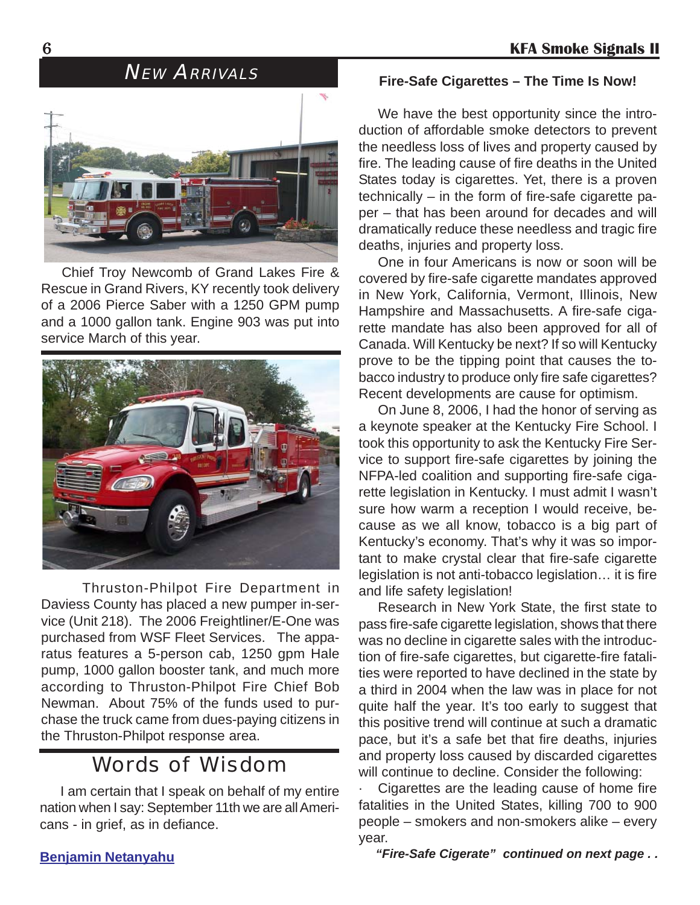## NEW ARRIVALS

Chief Troy Newcomb of Grand Lakes Fire & Rescue in Grand Rivers, KY recently took delivery of a 2006 Pierce Saber with a 1250 GPM pump and a 1000 gallon tank. Engine 903 was put into service March of this year.

Thruston-Philpot Fire Department in Daviess County has placed a new pumper in-service (Unit 218). The 2006 Freightliner/E-One was purchased from WSF Fleet Services. The apparatus features a 5-person cab, 1250 gpm Hale pump, 1000 gallon booster tank, and much more according to Thruston-Philpot Fire Chief Bob Newman. About 75% of the funds used to purchase the truck came from dues-paying citizens in the Thruston-Philpot response area.

## Words of Wisdom

I am certain that I speak on behalf of my entire nation when I say: September 11th we are all Americans - in grief, as in defiance.

**Benjamin Netanyahu**

### Fire-Safe Cigarettes – The Time Is Now!

We have the best opportunity since the introduction of affordable smoke detectors to prevent the needless loss of lives and property caused by fire. The leading cause of fire deaths in the United States today is cigarettes. Yet, there is a proven technically – in the form of fire-safe cigarette paper – that has been around for decades and will dramatically reduce these needless and tragic fire deaths, injuries and property loss.

One in four Americans is now or soon will be covered by fire-safe cigarette mandates approved in New York, California, Vermont, Illinois, New Hampshire and Massachusetts. A fire-safe cigarette mandate has also been approved for all of Canada. Will Kentucky be next? If so will Kentucky prove to be the tipping point that causes the tobacco industry to produce only fire safe cigarettes? Recent developments are cause for optimism.

On June 8, 2006, I had the honor of serving as a keynote speaker at the Kentucky Fire School. I took this opportunity to ask the Kentucky Fire Service to support fire-safe cigarettes by joining the NFPA-led coalition and supporting fire-safe cigarette legislation in Kentucky. I must admit I wasn't sure how warm a reception I would receive, because as we all know, tobacco is a big part of Kentucky's economy. That's why it was so important to make crystal clear that fire-safe cigarette legislation is not anti-tobacco legislation… it is fire and life safety legislation!

Research in New York State, the first state to pass fire-safe cigarette legislation, shows that there was no decline in cigarette sales with the introduction of fire-safe cigarettes, but cigarette-fire fatalities were reported to have declined in the state by a third in 2004 when the law was in place for not quite half the year. It's too early to suggest that this positive trend will continue at such a dramatic pace, but it's a safe bet that fire deaths, injuries and property loss caused by discarded cigarettes will continue to decline. Consider the following:

- Cigarettes are the leading cause of home fire fatalities in the United States, killing 700 to 900 people – smokers and non-smokers alike – every year.

***"Fire-Safe Cigerate" continued on next page . .***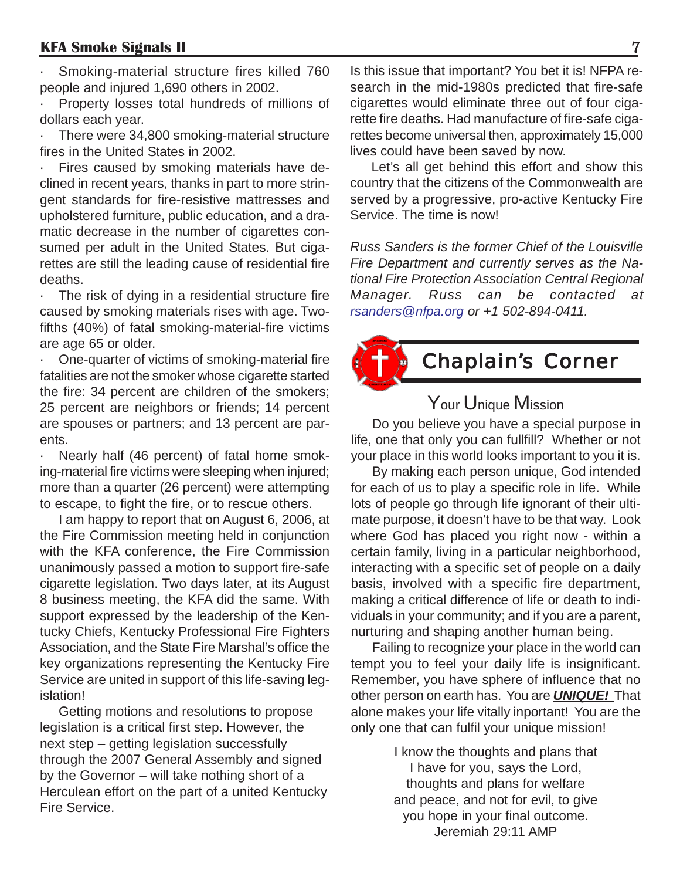- Smoking-material structure fires killed 760 people and injured 1,690 others in 2002.
- Property losses total hundreds of millions of dollars each year.
- There were 34,800 smoking-material structure fires in the United States in 2002.
- Fires caused by smoking materials have declined in recent years, thanks in part to more stringent standards for fire-resistive mattresses and upholstered furniture, public education, and a dramatic decrease in the number of cigarettes consumed per adult in the United States. But cigarettes are still the leading cause of residential fire deaths.
- The risk of dying in a residential structure fire caused by smoking materials rises with age. Two-fifths (40%) of fatal smoking-material-fire victims are age 65 or older.
- One-quarter of victims of smoking-material fire fatalities are not the smoker whose cigarette started the fire: 34 percent are children of the smokers; 25 percent are neighbors or friends; 14 percent are spouses or partners; and 13 percent are parents.
- Nearly half (46 percent) of fatal home smoking-material fire victims were sleeping when injured; more than a quarter (26 percent) were attempting to escape, to fight the fire, or to rescue others.

I am happy to report that on August 6, 2006, at the Fire Commission meeting held in conjunction with the KFA conference, the Fire Commission unanimously passed a motion to support fire-safe cigarette legislation. Two days later, at its August 8 business meeting, the KFA did the same. With support expressed by the leadership of the Kentucky Chiefs, Kentucky Professional Fire Fighters Association, and the State Fire Marshal's office the key organizations representing the Kentucky Fire Service are united in support of this life-saving legislation!

Getting motions and resolutions to propose legislation is a critical first step. However, the next step – getting legislation successfully through the 2007 General Assembly and signed by the Governor – will take nothing short of a Herculean effort on the part of a united Kentucky Fire Service.

Is this issue that important? You bet it is! NFPA research in the mid-1980s predicted that fire-safe cigarettes would eliminate three out of four cigarette fire deaths. Had manufacture of fire-safe cigarettes become universal then, approximately 15,000 lives could have been saved by now.

Let's all get behind this effort and show this country that the citizens of the Commonwealth are served by a progressive, pro-active Kentucky Fire Service. The time is now!

*Russ Sanders is the former Chief of the Louisville Fire Department and currently serves as the National Fire Protection Association Central Regional Manager. Russ can be contacted at rsanders@nfpa.org or +1 502-894-0411.*

# Chaplain's Corner

## Your Unique Mission

Do you believe you have a special purpose in life, one that only you can fullfill? Whether or not your place in this world looks important to you it is.

By making each person unique, God intended for each of us to play a specific role in life. While lots of people go through life ignorant of their ultimate purpose, it doesn't have to be that way. Look where God has placed you right now - within a certain family, living in a particular neighborhood, interacting with a specific set of people on a daily basis, involved with a specific fire department, making a critical difference of life or death to individuals in your community; and if you are a parent, nurturing and shaping another human being.

Failing to recognize your place in the world can tempt you to feel your daily life is insignificant. Remember, you have sphere of influence that no other person on earth has. You are ***UNIQUE!*** That alone makes your life vitally inportant! You are the only one that can fulfil your unique mission!

I know the thoughts and plans that
I have for you, says the Lord,
thoughts and plans for welfare
and peace, and not for evil, to give
you hope in your final outcome.
Jeremiah 29:11 AMP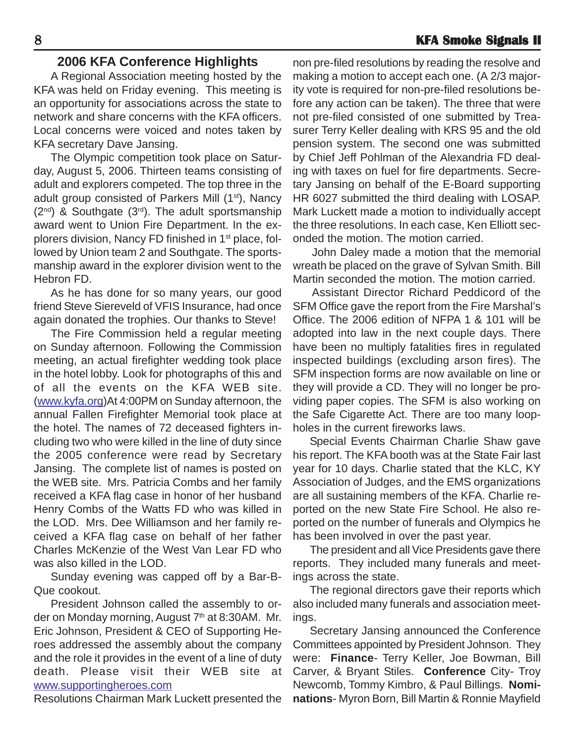## 2006 KFA Conference Highlights

A Regional Association meeting hosted by the KFA was held on Friday evening. This meeting is an opportunity for associations across the state to network and share concerns with the KFA officers. Local concerns were voiced and notes taken by KFA secretary Dave Jansing.

The Olympic competition took place on Saturday, August 5, 2006. Thirteen teams consisting of adult and explorers competed. The top three in the adult group consisted of Parkers Mill (1st), Nancy (2nd) & Southgate (3rd). The adult sportsmanship award went to Union Fire Department. In the explorers division, Nancy FD finished in 1st place, followed by Union team 2 and Southgate. The sportsmanship award in the explorer division went to the Hebron FD.

As he has done for so many years, our good friend Steve Siereveld of VFIS Insurance, had once again donated the trophies. Our thanks to Steve!

The Fire Commission held a regular meeting on Sunday afternoon. Following the Commission meeting, an actual firefighter wedding took place in the hotel lobby. Look for photographs of this and of all the events on the KFA WEB site. (www.kyfa.org)At 4:00PM on Sunday afternoon, the annual Fallen Firefighter Memorial took place at the hotel. The names of 72 deceased fighters including two who were killed in the line of duty since the 2005 conference were read by Secretary Jansing. The complete list of names is posted on the WEB site. Mrs. Patricia Combs and her family received a KFA flag case in honor of her husband Henry Combs of the Watts FD who was killed in the LOD. Mrs. Dee Williamson and her family received a KFA flag case on behalf of her father Charles McKenzie of the West Van Lear FD who was also killed in the LOD.

Sunday evening was capped off by a Bar-B-Que cookout.

President Johnson called the assembly to order on Monday morning, August 7th at 8:30AM. Mr. Eric Johnson, President & CEO of Supporting Heroes addressed the assembly about the company and the role it provides in the event of a line of duty death. Please visit their WEB site at www.supportingheroes.com

Resolutions Chairman Mark Luckett presented the non pre-filed resolutions by reading the resolve and making a motion to accept each one. (A 2/3 majority vote is required for non-pre-filed resolutions before any action can be taken). The three that were not pre-filed consisted of one submitted by Treasurer Terry Keller dealing with KRS 95 and the old pension system. The second one was submitted by Chief Jeff Pohlman of the Alexandria FD dealing with taxes on fuel for fire departments. Secretary Jansing on behalf of the E-Board supporting HR 6027 submitted the third dealing with LOSAP. Mark Luckett made a motion to individually accept the three resolutions. In each case, Ken Elliott seconded the motion. The motion carried.

John Daley made a motion that the memorial wreath be placed on the grave of Sylvan Smith. Bill Martin seconded the motion. The motion carried.

Assistant Director Richard Peddicord of the SFM Office gave the report from the Fire Marshal's Office. The 2006 edition of NFPA 1 & 101 will be adopted into law in the next couple days. There have been no multiply fatalities fires in regulated inspected buildings (excluding arson fires). The SFM inspection forms are now available on line or they will provide a CD. They will no longer be providing paper copies. The SFM is also working on the Safe Cigarette Act. There are too many loopholes in the current fireworks laws.

Special Events Chairman Charlie Shaw gave his report. The KFA booth was at the State Fair last year for 10 days. Charlie stated that the KLC, KY Association of Judges, and the EMS organizations are all sustaining members of the KFA. Charlie reported on the new State Fire School. He also reported on the number of funerals and Olympics he has been involved in over the past year.

The president and all Vice Presidents gave there reports. They included many funerals and meetings across the state.

The regional directors gave their reports which also included many funerals and association meetings.

Secretary Jansing announced the Conference Committees appointed by President Johnson. They were: **Finance**- Terry Keller, Joe Bowman, Bill Carver, & Bryant Stiles. **Conference** City- Troy Newcomb, Tommy Kimbro, & Paul Billings. **Nominations**- Myron Born, Bill Martin & Ronnie Mayfield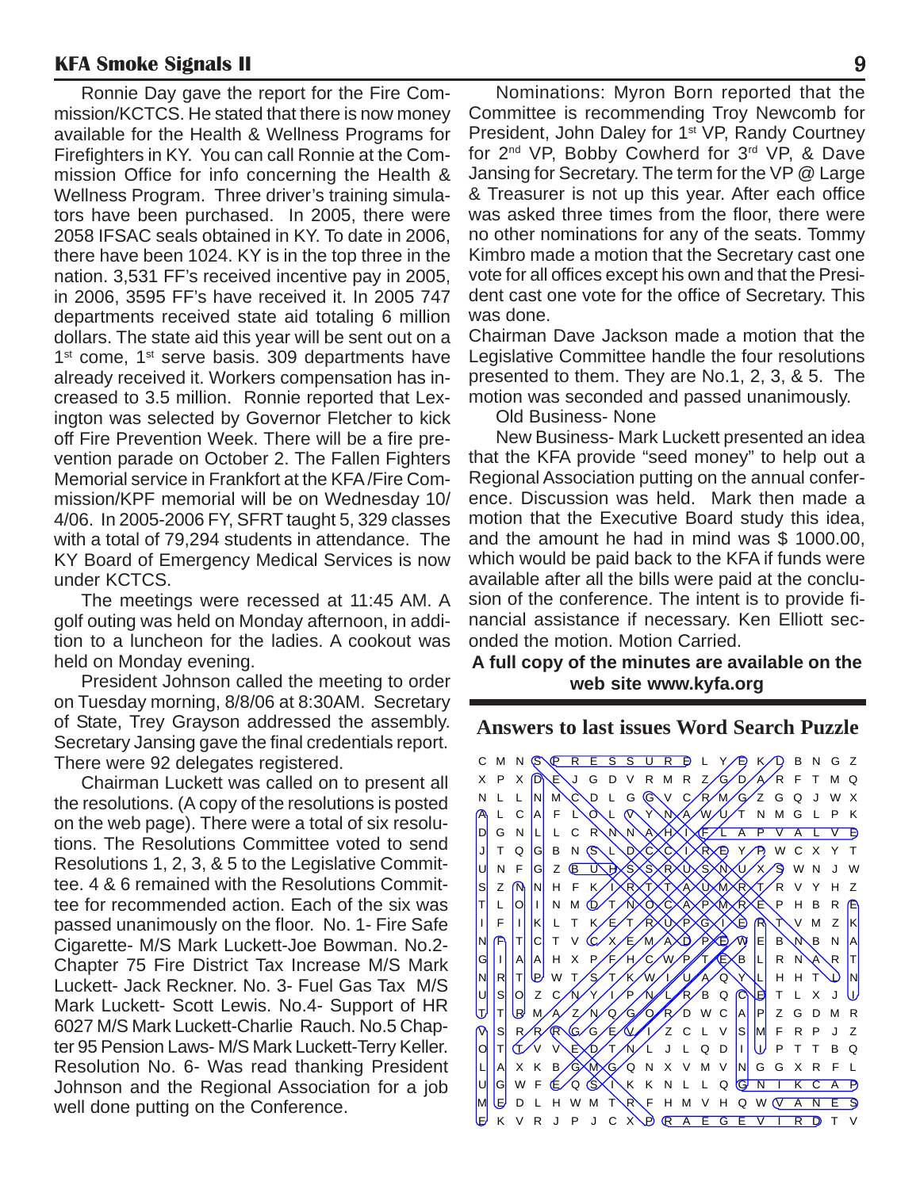Ronnie Day gave the report for the Fire Commission/KCTCS. He stated that there is now money available for the Health & Wellness Programs for Firefighters in KY. You can call Ronnie at the Commission Office for info concerning the Health & Wellness Program. Three driver's training simulators have been purchased. In 2005, there were 2058 IFSAC seals obtained in KY. To date in 2006, there have been 1024. KY is in the top three in the nation. 3,531 FF's received incentive pay in 2005, in 2006, 3595 FF's have received it. In 2005 747 departments received state aid totaling 6 million dollars. The state aid this year will be sent out on a 1st come, 1st serve basis. 309 departments have already received it. Workers compensation has increased to 3.5 million. Ronnie reported that Lexington was selected by Governor Fletcher to kick off Fire Prevention Week. There will be a fire prevention parade on October 2. The Fallen Fighters Memorial service in Frankfort at the KFA /Fire Commission/KPF memorial will be on Wednesday 10/4/06. In 2005-2006 FY, SFRT taught 5, 329 classes with a total of 79,294 students in attendance. The KY Board of Emergency Medical Services is now under KCTCS.

The meetings were recessed at 11:45 AM. A golf outing was held on Monday afternoon, in addition to a luncheon for the ladies. A cookout was held on Monday evening.

President Johnson called the meeting to order on Tuesday morning, 8/8/06 at 8:30AM. Secretary of State, Trey Grayson addressed the assembly. Secretary Jansing gave the final credentials report. There were 92 delegates registered.

Chairman Luckett was called on to present all the resolutions. (A copy of the resolutions is posted on the web page). There were a total of six resolutions. The Resolutions Committee voted to send Resolutions 1, 2, 3, & 5 to the Legislative Committee. 4 & 6 remained with the Resolutions Committee for recommended action. Each of the six was passed unanimously on the floor. No. 1- Fire Safe Cigarette- M/S Mark Luckett-Joe Bowman. No.2- Chapter 75 Fire District Tax Increase M/S Mark Luckett- Jack Reckner. No. 3- Fuel Gas Tax M/S Mark Luckett- Scott Lewis. No.4- Support of HR 6027 M/S Mark Luckett-Charlie Rauch. No.5 Chapter 95 Pension Laws- M/S Mark Luckett-Terry Keller. Resolution No. 6- Was read thanking President Johnson and the Regional Association for a job well done putting on the Conference.

Nominations: Myron Born reported that the Committee is recommending Troy Newcomb for President, John Daley for 1st VP, Randy Courtney for 2nd VP, Bobby Cowherd for 3rd VP, & Dave Jansing for Secretary. The term for the VP @ Large & Treasurer is not up this year. After each office was asked three times from the floor, there were no other nominations for any of the seats. Tommy Kimbro made a motion that the Secretary cast one vote for all offices except his own and that the President cast one vote for the office of Secretary. This was done.

Chairman Dave Jackson made a motion that the Legislative Committee handle the four resolutions presented to them. They are No.1, 2, 3, & 5. The motion was seconded and passed unanimously.

Old Business- None

New Business- Mark Luckett presented an idea that the KFA provide "seed money" to help out a Regional Association putting on the annual conference. Discussion was held. Mark then made a motion that the Executive Board study this idea, and the amount he had in mind was $ 1000.00, which would be paid back to the KFA if funds were available after all the bills were paid at the conclusion of the conference. The intent is to provide financial assistance if necessary. Ken Elliott seconded the motion. Motion Carried.

**A full copy of the minutes are available on the web site www.kyfa.org**

## Answers to last issues Word Search Puzzle

```
C M N S P R E S S U R E L Y D K D B N G Z
X P X D E J G D V R M R Z G D A R F T M Q
N L L N M C D L G G V C R M G Z G Q J W X
A L C A F L O L V Y N A W U T N M G L P K
D G N L L C R N N A H I F L A P V A L V E
J T Q G B N S L D C C I R E Y P W C X Y T
U N F G Z B U H S S R U S N U X S W N J W
S Z N N H F K I R T T A U M R T R V Y H Z
T L O I N M D T N O C A P M R E P H B R E
I F I K L T K E T R U P G I E R T V M Z K
N F T C T V C X E M A D P E W E B N B N A
G I A A H X P F H C W P T E B L R N A R T
N R T P W T S T K W I U A Q Y L H H T D N
U S O Z C N Y I P N L R B Q C E T L X J U
T T R M A Z N Q G O R D W C A P Z G D M R
V S R R R G G E V I Z C L V S M F R P J Z
O T T V V E D T N L J L Q D I U P T T B Q
L A X K B G M G Q N X V M V N G G X R F L
U G W F E Q S I K K N L L Q G N I K C A P
M E D L H W M T R F H M V H Q W V A N E S
E K V R J P J C X P R A E G E V I R D T V
```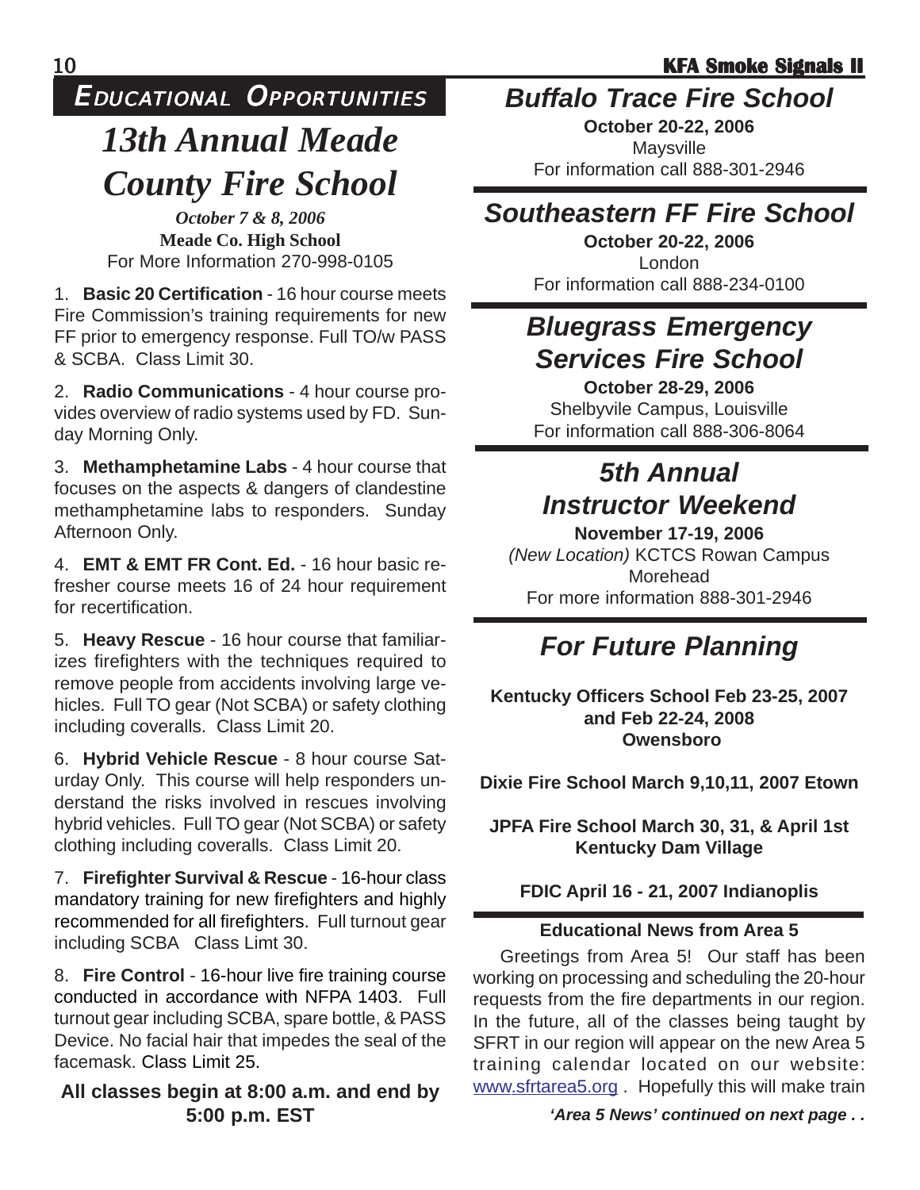# Educational Opportunities

## 13th Annual Meade County Fire School

***October 7 & 8, 2006***
**Meade Co. High School**
For More Information 270-998-0105

1. **Basic 20 Certification** - 16 hour course meets Fire Commission's training requirements for new FF prior to emergency response. Full TO/w PASS & SCBA. Class Limit 30.

2. **Radio Communications** - 4 hour course provides overview of radio systems used by FD. Sunday Morning Only.

3. **Methamphetamine Labs** - 4 hour course that focuses on the aspects & dangers of clandestine methamphetamine labs to responders. Sunday Afternoon Only.

4. **EMT & EMT FR Cont. Ed.** - 16 hour basic refresher course meets 16 of 24 hour requirement for recertification.

5. **Heavy Rescue** - 16 hour course that familiarizes firefighters with the techniques required to remove people from accidents involving large vehicles. Full TO gear (Not SCBA) or safety clothing including coveralls. Class Limit 20.

6. **Hybrid Vehicle Rescue** - 8 hour course Saturday Only. This course will help responders understand the risks involved in rescues involving hybrid vehicles. Full TO gear (Not SCBA) or safety clothing including coveralls. Class Limit 20.

7. **Firefighter Survival & Rescue** - 16-hour class mandatory training for new firefighters and highly recommended for all firefighters. Full turnout gear including SCBA Class Limt 30.

8. **Fire Control** - 16-hour live fire training course conducted in accordance with NFPA 1403. Full turnout gear including SCBA, spare bottle, & PASS Device. No facial hair that impedes the seal of the facemask. Class Limit 25.

**All classes begin at 8:00 a.m. and end by 5:00 p.m. EST**

## *Buffalo Trace Fire School*

**October 20-22, 2006**
Maysville
For information call 888-301-2946

## *Southeastern FF Fire School*

**October 20-22, 2006**
London
For information call 888-234-0100

## *Bluegrass Emergency Services Fire School*

**October 28-29, 2006**
Shelbyvile Campus, Louisville
For information call 888-306-8064

## *5th Annual Instructor Weekend*

**November 17-19, 2006**
*(New Location)* KCTCS Rowan Campus
Morehead
For more information 888-301-2946

## *For Future Planning*

**Kentucky Officers School Feb 23-25, 2007 and Feb 22-24, 2008**
**Owensboro**

**Dixie Fire School March 9,10,11, 2007 Etown**

**JPFA Fire School March 30, 31, & April 1st**
**Kentucky Dam Village**

**FDIC April 16 - 21, 2007 Indianoplis**

### Educational News from Area 5

Greetings from Area 5! Our staff has been working on processing and scheduling the 20-hour requests from the fire departments in our region. In the future, all of the classes being taught by SFRT in our region will appear on the new Area 5 training calendar located on our website: www.sfrtarea5.org . Hopefully this will make train

***'Area 5 News' continued on next page . .***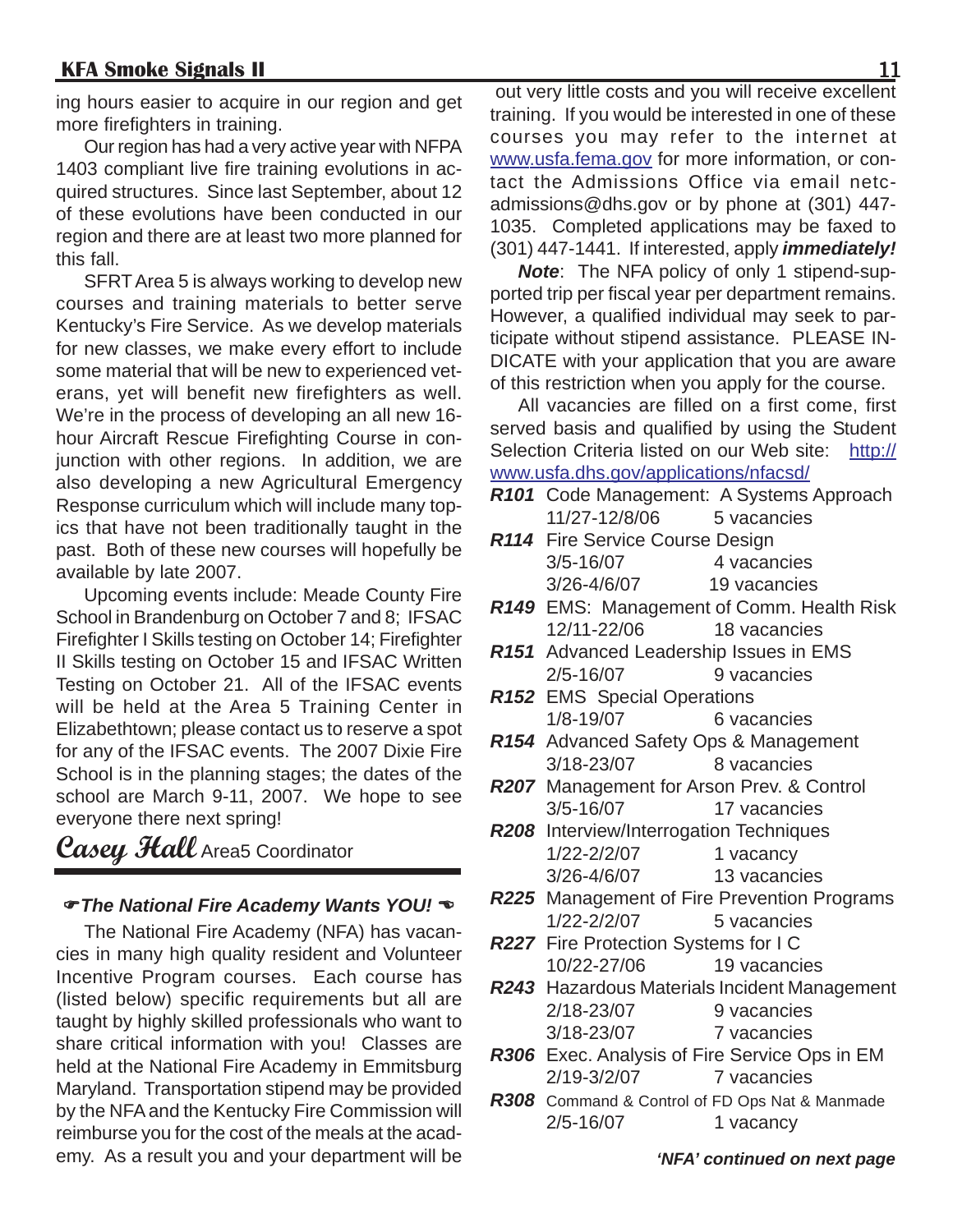ing hours easier to acquire in our region and get more firefighters in training.

Our region has had a very active year with NFPA 1403 compliant live fire training evolutions in acquired structures. Since last September, about 12 of these evolutions have been conducted in our region and there are at least two more planned for this fall.

SFRT Area 5 is always working to develop new courses and training materials to better serve Kentucky's Fire Service. As we develop materials for new classes, we make every effort to include some material that will be new to experienced veterans, yet will benefit new firefighters as well. We're in the process of developing an all new 16-hour Aircraft Rescue Firefighting Course in conjunction with other regions. In addition, we are also developing a new Agricultural Emergency Response curriculum which will include many topics that have not been traditionally taught in the past. Both of these new courses will hopefully be available by late 2007.

Upcoming events include: Meade County Fire School in Brandenburg on October 7 and 8; IFSAC Firefighter I Skills testing on October 14; Firefighter II Skills testing on October 15 and IFSAC Written Testing on October 21. All of the IFSAC events will be held at the Area 5 Training Center in Elizabethtown; please contact us to reserve a spot for any of the IFSAC events. The 2007 Dixie Fire School is in the planning stages; the dates of the school are March 9-11, 2007. We hope to see everyone there next spring!

**Casey Hall** Area5 Coordinator

### ☛*The National Fire Academy Wants YOU!* ☚

The National Fire Academy (NFA) has vacancies in many high quality resident and Volunteer Incentive Program courses. Each course has (listed below) specific requirements but all are taught by highly skilled professionals who want to share critical information with you! Classes are held at the National Fire Academy in Emmitsburg Maryland. Transportation stipend may be provided by the NFA and the Kentucky Fire Commission will reimburse you for the cost of the meals at the academy. As a result you and your department will be out very little costs and you will receive excellent training. If you would be interested in one of these courses you may refer to the internet at www.usfa.fema.gov for more information, or contact the Admissions Office via email netc-admissions@dhs.gov or by phone at (301) 447-1035. Completed applications may be faxed to (301) 447-1441. If interested, apply ***immediately!***

***Note***: The NFA policy of only 1 stipend-supported trip per fiscal year per department remains. However, a qualified individual may seek to participate without stipend assistance. PLEASE INDICATE with your application that you are aware of this restriction when you apply for the course.

All vacancies are filled on a first come, first served basis and qualified by using the Student Selection Criteria listed on our Web site: http://www.usfa.dhs.gov/applications/nfacsd/

***R101*** Code Management: A Systems Approach
11/27-12/8/06 — 5 vacancies

***R114*** Fire Service Course Design
3/5-16/07 — 4 vacancies
3/26-4/6/07 — 19 vacancies

***R149*** EMS: Management of Comm. Health Risk
12/11-22/06 — 18 vacancies

***R151*** Advanced Leadership Issues in EMS
2/5-16/07 — 9 vacancies

***R152*** EMS Special Operations
1/8-19/07 — 6 vacancies

***R154*** Advanced Safety Ops & Management
3/18-23/07 — 8 vacancies

***R207*** Management for Arson Prev. & Control
3/5-16/07 — 17 vacancies

***R208*** Interview/Interrogation Techniques
1/22-2/2/07 — 1 vacancy
3/26-4/6/07 — 13 vacancies

***R225*** Management of Fire Prevention Programs
1/22-2/2/07 — 5 vacancies

***R227*** Fire Protection Systems for I C
10/22-27/06 — 19 vacancies

***R243*** Hazardous Materials Incident Management
2/18-23/07 — 9 vacancies
3/18-23/07 — 7 vacancies

***R306*** Exec. Analysis of Fire Service Ops in EM
2/19-3/2/07 — 7 vacancies

***R308*** Command & Control of FD Ops Nat & Manmade
2/5-16/07 — 1 vacancy

***'NFA' continued on next page***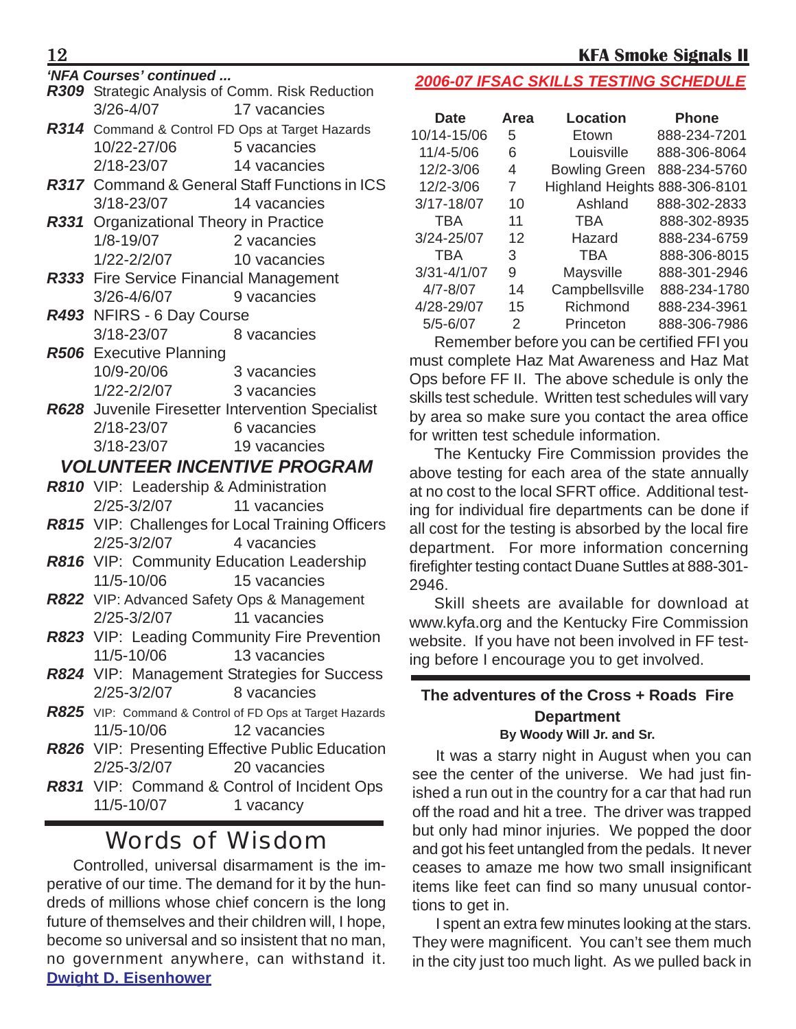*'NFA Courses' continued ...*

***R309*** Strategic Analysis of Comm. Risk Reduction
3/26-4/07 17 vacancies

***R314*** Command & Control FD Ops at Target Hazards
10/22-27/06 5 vacancies
2/18-23/07 14 vacancies

***R317*** Command & General Staff Functions in ICS
3/18-23/07 14 vacancies

***R331*** Organizational Theory in Practice
1/8-19/07 2 vacancies
1/22-2/2/07 10 vacancies

***R333*** Fire Service Financial Management
3/26-4/6/07 9 vacancies

***R493*** NFIRS - 6 Day Course
3/18-23/07 8 vacancies

***R506*** Executive Planning
10/9-20/06 3 vacancies
1/22-2/2/07 3 vacancies

***R628*** Juvenile Firesetter Intervention Specialist
2/18-23/07 6 vacancies
3/18-23/07 19 vacancies

## *VOLUNTEER INCENTIVE PROGRAM*

***R810*** VIP: Leadership & Administration
2/25-3/2/07 11 vacancies

***R815*** VIP: Challenges for Local Training Officers
2/25-3/2/07 4 vacancies

***R816*** VIP: Community Education Leadership
11/5-10/06 15 vacancies

***R822*** VIP: Advanced Safety Ops & Management
2/25-3/2/07 11 vacancies

***R823*** VIP: Leading Community Fire Prevention
11/5-10/06 13 vacancies

***R824*** VIP: Management Strategies for Success
2/25-3/2/07 8 vacancies

***R825*** VIP: Command & Control of FD Ops at Target Hazards
11/5-10/06 12 vacancies

***R826*** VIP: Presenting Effective Public Education
2/25-3/2/07 20 vacancies

***R831*** VIP: Command & Control of Incident Ops
11/5-10/07 1 vacancy

## Words of Wisdom

Controlled, universal disarmament is the imperative of our time. The demand for it by the hundreds of millions whose chief concern is the long future of themselves and their children will, I hope, become so universal and so insistent that no man, no government anywhere, can withstand it.
**Dwight D. Eisenhower**

## *2006-07 IFSAC SKILLS TESTING SCHEDULE*

| Date | Area | Location | Phone |
|---|---|---|---|
| 10/14-15/06 | 5 | Etown | 888-234-7201 |
| 11/4-5/06 | 6 | Louisville | 888-306-8064 |
| 12/2-3/06 | 4 | Bowling Green | 888-234-5760 |
| 12/2-3/06 | 7 | Highland Heights | 888-306-8101 |
| 3/17-18/07 | 10 | Ashland | 888-302-2833 |
| TBA | 11 | TBA | 888-302-8935 |
| 3/24-25/07 | 12 | Hazard | 888-234-6759 |
| TBA | 3 | TBA | 888-306-8015 |
| 3/31-4/1/07 | 9 | Maysville | 888-301-2946 |
| 4/7-8/07 | 14 | Campbellsville | 888-234-1780 |
| 4/28-29/07 | 15 | Richmond | 888-234-3961 |
| 5/5-6/07 | 2 | Princeton | 888-306-7986 |

Remember before you can be certified FFI you must complete Haz Mat Awareness and Haz Mat Ops before FF II. The above schedule is only the skills test schedule. Written test schedules will vary by area so make sure you contact the area office for written test schedule information.

The Kentucky Fire Commission provides the above testing for each area of the state annually at no cost to the local SFRT office. Additional testing for individual fire departments can be done if all cost for the testing is absorbed by the local fire department. For more information concerning firefighter testing contact Duane Suttles at 888-301-2946.

Skill sheets are available for download at www.kyfa.org and the Kentucky Fire Commission website. If you have not been involved in FF testing before I encourage you to get involved.

### The adventures of the Cross + Roads Fire Department

**By Woody Will Jr. and Sr.**

It was a starry night in August when you can see the center of the universe. We had just finished a run out in the country for a car that had run off the road and hit a tree. The driver was trapped but only had minor injuries. We popped the door and got his feet untangled from the pedals. It never ceases to amaze me how two small insignificant items like feet can find so many unusual contortions to get in.

I spent an extra few minutes looking at the stars. They were magnificent. You can't see them much in the city just too much light. As we pulled back in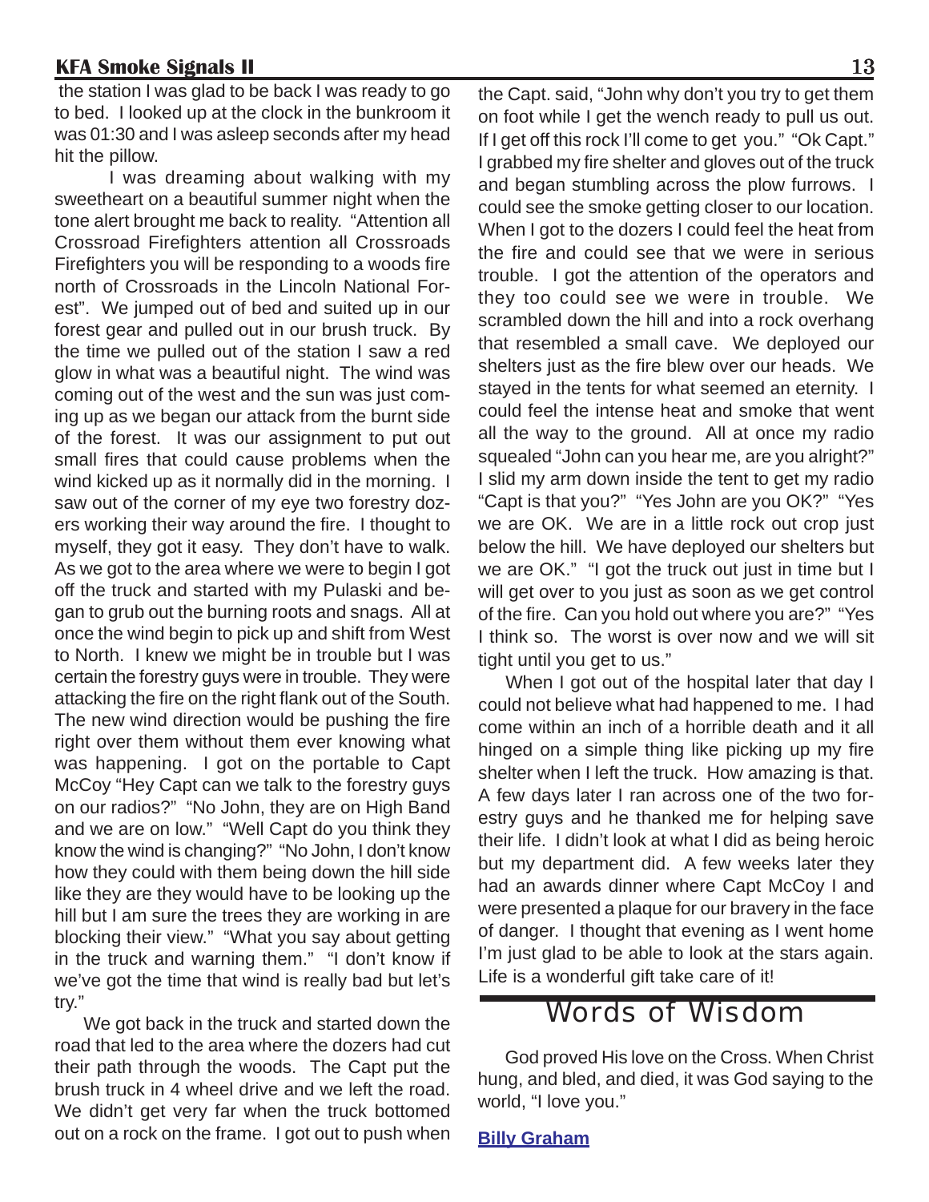the station I was glad to be back I was ready to go to bed. I looked up at the clock in the bunkroom it was 01:30 and I was asleep seconds after my head hit the pillow.

I was dreaming about walking with my sweetheart on a beautiful summer night when the tone alert brought me back to reality. "Attention all Crossroad Firefighters attention all Crossroads Firefighters you will be responding to a woods fire north of Crossroads in the Lincoln National Forest". We jumped out of bed and suited up in our forest gear and pulled out in our brush truck. By the time we pulled out of the station I saw a red glow in what was a beautiful night. The wind was coming out of the west and the sun was just coming up as we began our attack from the burnt side of the forest. It was our assignment to put out small fires that could cause problems when the wind kicked up as it normally did in the morning. I saw out of the corner of my eye two forestry dozers working their way around the fire. I thought to myself, they got it easy. They don't have to walk. As we got to the area where we were to begin I got off the truck and started with my Pulaski and began to grub out the burning roots and snags. All at once the wind begin to pick up and shift from West to North. I knew we might be in trouble but I was certain the forestry guys were in trouble. They were attacking the fire on the right flank out of the South. The new wind direction would be pushing the fire right over them without them ever knowing what was happening. I got on the portable to Capt McCoy "Hey Capt can we talk to the forestry guys on our radios?" "No John, they are on High Band and we are on low." "Well Capt do you think they know the wind is changing?" "No John, I don't know how they could with them being down the hill side like they are they would have to be looking up the hill but I am sure the trees they are working in are blocking their view." "What you say about getting in the truck and warning them." "I don't know if we've got the time that wind is really bad but let's try."

We got back in the truck and started down the road that led to the area where the dozers had cut their path through the woods. The Capt put the brush truck in 4 wheel drive and we left the road. We didn't get very far when the truck bottomed out on a rock on the frame. I got out to push when the Capt. said, "John why don't you try to get them on foot while I get the wench ready to pull us out. If I get off this rock I'll come to get you." "Ok Capt." I grabbed my fire shelter and gloves out of the truck and began stumbling across the plow furrows. I could see the smoke getting closer to our location. When I got to the dozers I could feel the heat from the fire and could see that we were in serious trouble. I got the attention of the operators and they too could see we were in trouble. We scrambled down the hill and into a rock overhang that resembled a small cave. We deployed our shelters just as the fire blew over our heads. We stayed in the tents for what seemed an eternity. I could feel the intense heat and smoke that went all the way to the ground. All at once my radio squealed "John can you hear me, are you alright?" I slid my arm down inside the tent to get my radio "Capt is that you?" "Yes John are you OK?" "Yes we are OK. We are in a little rock out crop just below the hill. We have deployed our shelters but we are OK." "I got the truck out just in time but I will get over to you just as soon as we get control of the fire. Can you hold out where you are?" "Yes I think so. The worst is over now and we will sit tight until you get to us."

When I got out of the hospital later that day I could not believe what had happened to me. I had come within an inch of a horrible death and it all hinged on a simple thing like picking up my fire shelter when I left the truck. How amazing is that. A few days later I ran across one of the two forestry guys and he thanked me for helping save their life. I didn't look at what I did as being heroic but my department did. A few weeks later they had an awards dinner where Capt McCoy I and were presented a plaque for our bravery in the face of danger. I thought that evening as I went home I'm just glad to be able to look at the stars again. Life is a wonderful gift take care of it!

## Words of Wisdom

God proved His love on the Cross. When Christ hung, and bled, and died, it was God saying to the world, "I love you."

**Billy Graham**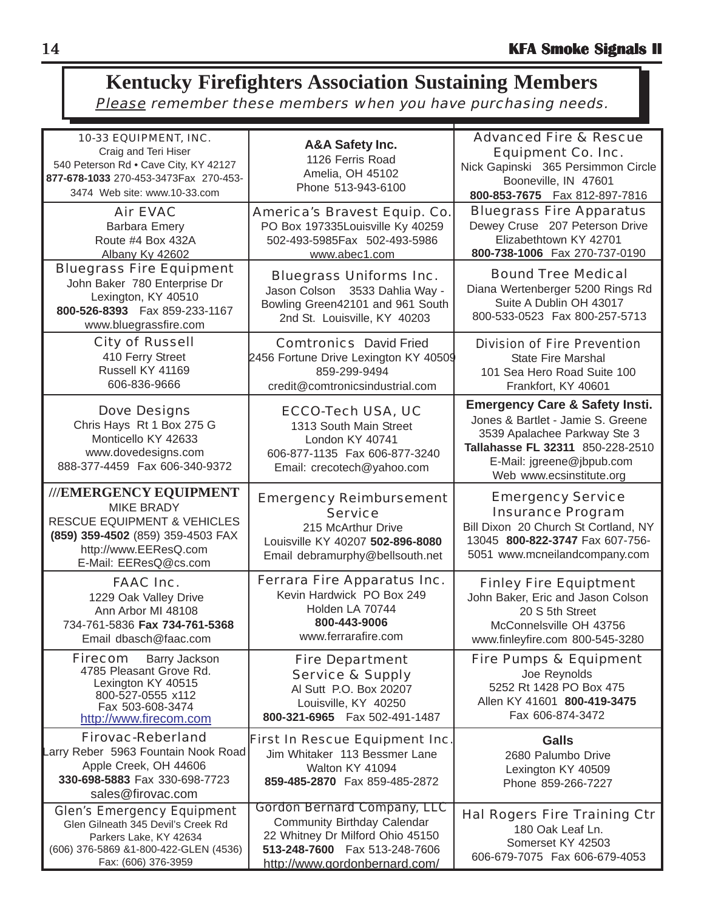# Kentucky Firefighters Association Sustaining Members

*Please remember these members when you have purchasing needs.*

| | | |
|---|---|---|
| 10-33 EQUIPMENT, INC.<br>Craig and Teri Hiser<br>540 Peterson Rd • Cave City, KY 42127<br>**877-678-1033** 270-453-3473Fax 270-453-3474 Web site: www.10-33.com | **A&A Safety Inc.**<br>1126 Ferris Road<br>Amelia, OH 45102<br>Phone 513-943-6100 | Advanced Fire & Rescue Equipment Co. Inc.<br>Nick Gapinski 365 Persimmon Circle<br>Booneville, IN 47601<br>**800-853-7675** Fax 812-897-7816 |
| Air EVAC<br>Barbara Emery<br>Route #4 Box 432A<br>Albany Ky 42602 | America's Bravest Equip. Co.<br>PO Box 197335Louisville Ky 40259<br>502-493-5985Fax 502-493-5986<br>www.abec1.com | Bluegrass Fire Apparatus<br>Dewey Cruse 207 Peterson Drive<br>Elizabethtown KY 42701<br>**800-738-1006** Fax 270-737-0190 |
| Bluegrass Fire Equipment<br>John Baker 780 Enterprise Dr<br>Lexington, KY 40510<br>**800-526-8393** Fax 859-233-1167<br>www.bluegrassfire.com | Bluegrass Uniforms Inc.<br>Jason Colson 3533 Dahlia Way - Bowling Green42101 and 961 South 2nd St. Louisville, KY 40203 | Bound Tree Medical<br>Diana Wertenberger 5200 Rings Rd<br>Suite A Dublin OH 43017<br>800-533-0523 Fax 800-257-5713 |
| City of Russell<br>410 Ferry Street<br>Russell KY 41169<br>606-836-9666 | Comtronics David Fried<br>2456 Fortune Drive Lexington KY 40509<br>859-299-9494<br>credit@comtronicsindustrial.com | Division of Fire Prevention<br>State Fire Marshal<br>101 Sea Hero Road Suite 100<br>Frankfort, KY 40601 |
| Dove Designs<br>Chris Hays Rt 1 Box 275 G<br>Monticello KY 42633<br>www.dovedesigns.com<br>888-377-4459 Fax 606-340-9372 | ECCO-Tech USA, UC<br>1313 South Main Street<br>London KY 40741<br>606-877-1135 Fax 606-877-3240<br>Email: crecotech@yahoo.com | **Emergency Care & Safety Insti.**<br>Jones & Bartlet - Jamie S. Greene<br>3539 Apalachee Parkway Ste 3<br>**Tallahasse FL 32311** 850-228-2510<br>E-Mail: jgreene@jbpub.com<br>Web www.ecsinstitute.org |
| **///EMERGENCY EQUIPMENT**<br>MIKE BRADY<br>RESCUE EQUIPMENT & VEHICLES<br>**(859) 359-4502** (859) 359-4503 FAX<br>http://www.EEResQ.com<br>E-Mail: EEResQ@cs.com | Emergency Reimbursement Service<br>215 McArthur Drive<br>Louisville KY 40207 **502-896-8080**<br>Email debramurphy@bellsouth.net | Emergency Service Insurance Program<br>Bill Dixon 20 Church St Cortland, NY 13045 **800-822-3747** Fax 607-756-5051 www.mcneilandcompany.com |
| FAAC Inc.<br>1229 Oak Valley Drive<br>Ann Arbor MI 48108<br>734-761-5836 **Fax 734-761-5368**<br>Email dbasch@faac.com | Ferrara Fire Apparatus Inc.<br>Kevin Hardwick PO Box 249<br>Holden LA 70744<br>**800-443-9006**<br>www.ferrarafire.com | Finley Fire Equiptment<br>John Baker, Eric and Jason Colson<br>20 S 5th Street<br>McConnelsville OH 43756<br>www.finleyfire.com 800-545-3280 |
| Firecom Barry Jackson<br>4785 Pleasant Grove Rd.<br>Lexington KY 40515<br>800-527-0555 x112<br>Fax 503-608-3474<br>http://www.firecom.com | Fire Department Service & Supply<br>Al Sutt P.O. Box 20207<br>Louisville, KY 40250<br>**800-321-6965** Fax 502-491-1487 | Fire Pumps & Equipment<br>Joe Reynolds<br>5252 Rt 1428 PO Box 475<br>Allen KY 41601 **800-419-3475**<br>Fax 606-874-3472 |
| Firovac-Reberland<br>Larry Reber 5963 Fountain Nook Road<br>Apple Creek, OH 44606<br>**330-698-5883** Fax 330-698-7723<br>sales@firovac.com | First In Rescue Equipment Inc.<br>Jim Whitaker 113 Bessmer Lane<br>Walton KY 41094<br>**859-485-2870** Fax 859-485-2872 | **Galls**<br>2680 Palumbo Drive<br>Lexington KY 40509<br>Phone 859-266-7227 |
| Glen's Emergency Equipment<br>Glen Gilneath 345 Devil's Creek Rd<br>Parkers Lake, KY 42634<br>(606) 376-5869 &1-800-422-GLEN (4536)<br>Fax: (606) 376-3959 | Gordon Bernard Company, LLC<br>Community Birthday Calendar<br>22 Whitney Dr Milford Ohio 45150<br>**513-248-7600** Fax 513-248-7606<br>http://www.gordonbernard.com/ | Hal Rogers Fire Training Ctr<br>180 Oak Leaf Ln.<br>Somerset KY 42503<br>606-679-7075 Fax 606-679-4053 |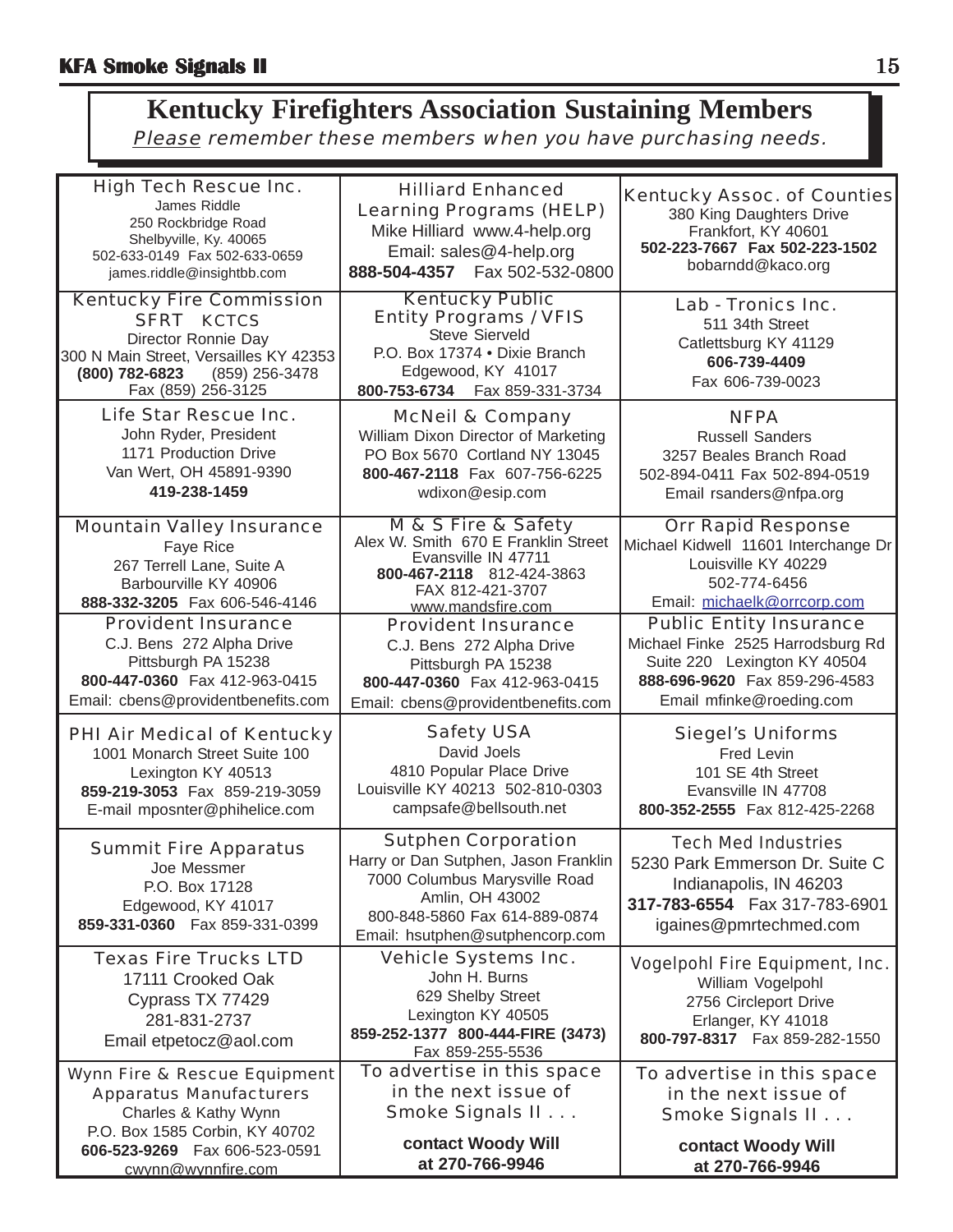# Kentucky Firefighters Association Sustaining Members

*Please remember these members when you have purchasing needs.*

| | | |
|---|---|---|
| **High Tech Rescue Inc.**<br>James Riddle<br>250 Rockbridge Road<br>Shelbyville, Ky. 40065<br>502-633-0149 Fax 502-633-0659<br>james.riddle@insightbb.com | **Hilliard Enhanced Learning Programs (HELP)**<br>Mike Hilliard www.4-help.org<br>Email: sales@4-help.org<br>**888-504-4357** Fax 502-532-0800 | **Kentucky Assoc. of Counties**<br>380 King Daughters Drive<br>Frankfort, KY 40601<br>**502-223-7667 Fax 502-223-1502**<br>bobarndd@kaco.org |
| **Kentucky Fire Commission SFRT KCTCS**<br>Director Ronnie Day<br>300 N Main Street, Versailles KY 42353<br>**(800) 782-6823** (859) 256-3478<br>Fax (859) 256-3125 | **Kentucky Public Entity Programs / VFIS**<br>Steve Sierveld<br>P.O. Box 17374 • Dixie Branch<br>Edgewood, KY 41017<br>**800-753-6734** Fax 859-331-3734 | **Lab - Tronics Inc.**<br>511 34th Street<br>Catlettsburg KY 41129<br>**606-739-4409**<br>Fax 606-739-0023 |
| **Life Star Rescue Inc.**<br>John Ryder, President<br>1171 Production Drive<br>Van Wert, OH 45891-9390<br>**419-238-1459** | **McNeil & Company**<br>William Dixon Director of Marketing<br>PO Box 5670 Cortland NY 13045<br>**800-467-2118** Fax 607-756-6225<br>wdixon@esip.com | **NFPA**<br>Russell Sanders<br>3257 Beales Branch Road<br>502-894-0411 Fax 502-894-0519<br>Email rsanders@nfpa.org |
| **Mountain Valley Insurance**<br>Faye Rice<br>267 Terrell Lane, Suite A<br>Barbourville KY 40906<br>**888-332-3205** Fax 606-546-4146 | **M & S Fire & Safety**<br>Alex W. Smith 670 E Franklin Street<br>Evansville IN 47711<br>**800-467-2118** 812-424-3863<br>FAX 812-421-3707<br>www.mandsfire.com | **Orr Rapid Response**<br>Michael Kidwell 11601 Interchange Dr<br>Louisville KY 40229<br>502-774-6456<br>Email: michaelk@orrcorp.com |
| **Provident Insurance**<br>C.J. Bens 272 Alpha Drive<br>Pittsburgh PA 15238<br>**800-447-0360** Fax 412-963-0415<br>Email: cbens@providentbenefits.com | **Provident Insurance**<br>C.J. Bens 272 Alpha Drive<br>Pittsburgh PA 15238<br>**800-447-0360** Fax 412-963-0415<br>Email: cbens@providentbenefits.com | **Public Entity Insurance**<br>Michael Finke 2525 Harrodsburg Rd<br>Suite 220 Lexington KY 40504<br>**888-696-9620** Fax 859-296-4583<br>Email mfinke@roeding.com |
| **PHI Air Medical of Kentucky**<br>1001 Monarch Street Suite 100<br>Lexington KY 40513<br>**859-219-3053** Fax 859-219-3059<br>E-mail mposnter@phihelice.com | **Safety USA**<br>David Joels<br>4810 Popular Place Drive<br>Louisville KY 40213 502-810-0303<br>campsafe@bellsouth.net | **Siegel's Uniforms**<br>Fred Levin<br>101 SE 4th Street<br>Evansville IN 47708<br>**800-352-2555** Fax 812-425-2268 |
| **Summit Fire Apparatus**<br>Joe Messmer<br>P.O. Box 17128<br>Edgewood, KY 41017<br>**859-331-0360** Fax 859-331-0399 | **Sutphen Corporation**<br>Harry or Dan Sutphen, Jason Franklin<br>7000 Columbus Marysville Road<br>Amlin, OH 43002<br>800-848-5860 Fax 614-889-0874<br>Email: hsutphen@sutphencorp.com | **Tech Med Industries**<br>5230 Park Emmerson Dr. Suite C<br>Indianapolis, IN 46203<br>**317-783-6554** Fax 317-783-6901<br>igaines@pmrtechmed.com |
| **Texas Fire Trucks LTD**<br>17111 Crooked Oak<br>Cyprass TX 77429<br>281-831-2737<br>Email etpetocz@aol.com | **Vehicle Systems Inc.**<br>John H. Burns<br>629 Shelby Street<br>Lexington KY 40505<br>**859-252-1377 800-444-FIRE (3473)**<br>Fax 859-255-5536 | **Vogelpohl Fire Equipment, Inc.**<br>William Vogelpohl<br>2756 Circleport Drive<br>Erlanger, KY 41018<br>**800-797-8317** Fax 859-282-1550 |
| **Wynn Fire & Rescue Equipment Apparatus Manufacturers**<br>Charles & Kathy Wynn<br>P.O. Box 1585 Corbin, KY 40702<br>**606-523-9269** Fax 606-523-0591<br>cwynn@wynnfire.com | To advertise in this space in the next issue of Smoke Signals II . . .<br>**contact Woody Will at 270-766-9946** | To advertise in this space in the next issue of Smoke Signals II . . .<br>**contact Woody Will at 270-766-9946** |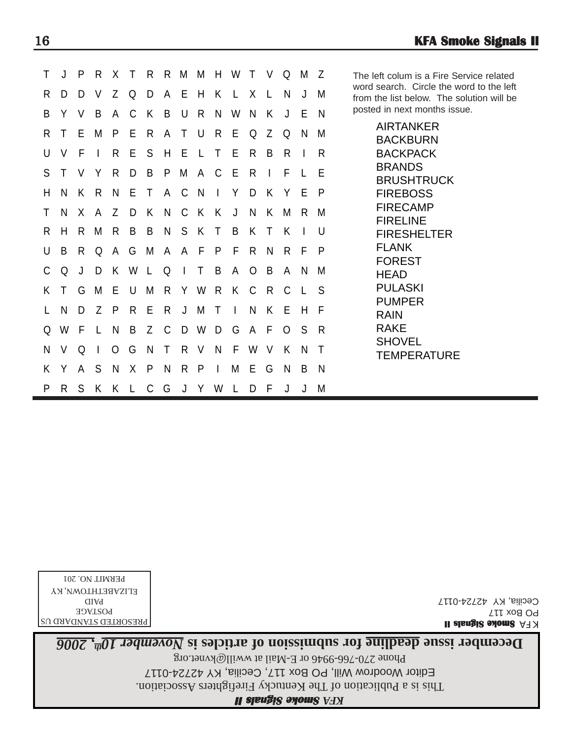| | | | | | | | | | | | | | | | | |
|---|---|---|---|---|---|---|---|---|---|---|---|---|---|---|---|---|
| T | J | P | R | X | T | R | R | M | M | H | W | T | V | Q | M | Z |
| R | D | D | V | Z | Q | D | A | E | H | K | L | X | L | N | J | M |
| B | Y | V | B | A | C | K | B | U | R | N | W | N | K | J | E | N |
| R | T | E | M | P | E | R | A | T | U | R | E | Q | Z | Q | N | M |
| U | V | F | I | R | E | S | H | E | L | T | E | R | B | R | I | R |
| S | T | V | Y | R | D | B | P | M | A | C | E | R | I | F | L | E |
| H | N | K | R | N | E | T | A | C | N | I | Y | D | K | Y | E | P |
| T | N | X | A | Z | D | K | N | C | K | K | J | N | K | M | R | M |
| R | H | R | M | R | B | B | N | S | K | T | B | K | T | K | I | U |
| U | B | R | Q | A | G | M | A | A | F | P | F | R | N | R | F | P |
| C | Q | J | D | K | W | L | Q | I | T | B | A | O | B | A | N | M |
| K | T | G | M | E | U | M | R | Y | W | R | K | C | R | C | L | S |
| L | N | D | Z | P | R | E | R | J | M | T | I | N | K | E | H | F |
| Q | W | F | L | N | B | Z | C | D | W | D | G | A | F | O | S | R |
| N | V | Q | I | O | G | N | T | R | V | N | F | W | V | K | N | T |
| K | Y | A | S | N | X | P | N | R | P | I | M | E | G | N | B | N |
| P | R | S | K | K | L | C | G | J | Y | W | L | D | F | J | J | M |

The left colum is a Fire Service related word search. Circle the word to the left from the list below. The solution will be posted in next months issue.

- AIRTANKER
- BACKBURN
- BACKPACK
- BRANDS
- BRUSHTRUCK
- FIREBOSS
- FIRECAMP
- FIRELINE
- FIRESHELTER
- FLANK
- FOREST
- HEAD
- PULASKI
- PUMPER
- RAIN
- RAKE
- SHOVEL
- TEMPERATURE

PRESORTED STANDARD US
POSTAGE
PAID
ELIZABETHTOWN, KY
PERMIT NO. 201

KFA **Smoke Signals II**
PO Box 117
Cecilia, KY 42724-0117

**December issue deadline for submission of articles is *November 10th, 2006***

Phone 270-766-9946 or E-Mail at wwill@kvnet.org

Editor Woodrow Will, PO Box 117, Cecilia, KY 42724-0117

This is a Publication of The Kentucky Firefighters Association.

***KFA Smoke Signals II***